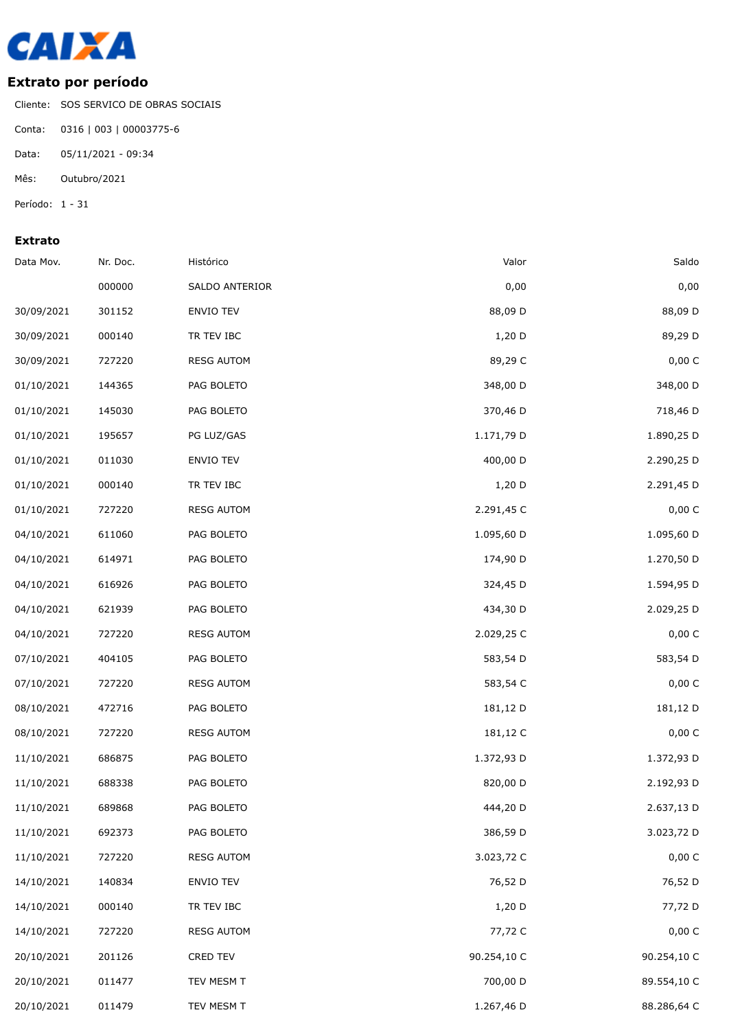CAIXA

## Extrato por período

Cliente: SOS SERVICO DE OBRAS SOCIAIS

Conta: 0316 | 003 | 00003775-6

Data: 05/11/2021 - 09:34

Mês: Outubro/2021

Período: 1 - 31

### Extrato

| Data Mov. | Nr. Doc. | Histórico | Valor | Saldo |
|---|---|---|---|---|
| | 000000 | SALDO ANTERIOR | 0,00 | 0,00 |
| 30/09/2021 | 301152 | ENVIO TEV | 88,09 D | 88,09 D |
| 30/09/2021 | 000140 | TR TEV IBC | 1,20 D | 89,29 D |
| 30/09/2021 | 727220 | RESG AUTOM | 89,29 C | 0,00 C |
| 01/10/2021 | 144365 | PAG BOLETO | 348,00 D | 348,00 D |
| 01/10/2021 | 145030 | PAG BOLETO | 370,46 D | 718,46 D |
| 01/10/2021 | 195657 | PG LUZ/GAS | 1.171,79 D | 1.890,25 D |
| 01/10/2021 | 011030 | ENVIO TEV | 400,00 D | 2.290,25 D |
| 01/10/2021 | 000140 | TR TEV IBC | 1,20 D | 2.291,45 D |
| 01/10/2021 | 727220 | RESG AUTOM | 2.291,45 C | 0,00 C |
| 04/10/2021 | 611060 | PAG BOLETO | 1.095,60 D | 1.095,60 D |
| 04/10/2021 | 614971 | PAG BOLETO | 174,90 D | 1.270,50 D |
| 04/10/2021 | 616926 | PAG BOLETO | 324,45 D | 1.594,95 D |
| 04/10/2021 | 621939 | PAG BOLETO | 434,30 D | 2.029,25 D |
| 04/10/2021 | 727220 | RESG AUTOM | 2.029,25 C | 0,00 C |
| 07/10/2021 | 404105 | PAG BOLETO | 583,54 D | 583,54 D |
| 07/10/2021 | 727220 | RESG AUTOM | 583,54 C | 0,00 C |
| 08/10/2021 | 472716 | PAG BOLETO | 181,12 D | 181,12 D |
| 08/10/2021 | 727220 | RESG AUTOM | 181,12 C | 0,00 C |
| 11/10/2021 | 686875 | PAG BOLETO | 1.372,93 D | 1.372,93 D |
| 11/10/2021 | 688338 | PAG BOLETO | 820,00 D | 2.192,93 D |
| 11/10/2021 | 689868 | PAG BOLETO | 444,20 D | 2.637,13 D |
| 11/10/2021 | 692373 | PAG BOLETO | 386,59 D | 3.023,72 D |
| 11/10/2021 | 727220 | RESG AUTOM | 3.023,72 C | 0,00 C |
| 14/10/2021 | 140834 | ENVIO TEV | 76,52 D | 76,52 D |
| 14/10/2021 | 000140 | TR TEV IBC | 1,20 D | 77,72 D |
| 14/10/2021 | 727220 | RESG AUTOM | 77,72 C | 0,00 C |
| 20/10/2021 | 201126 | CRED TEV | 90.254,10 C | 90.254,10 C |
| 20/10/2021 | 011477 | TEV MESM T | 700,00 D | 89.554,10 C |
| 20/10/2021 | 011479 | TEV MESM T | 1.267,46 D | 88.286,64 C |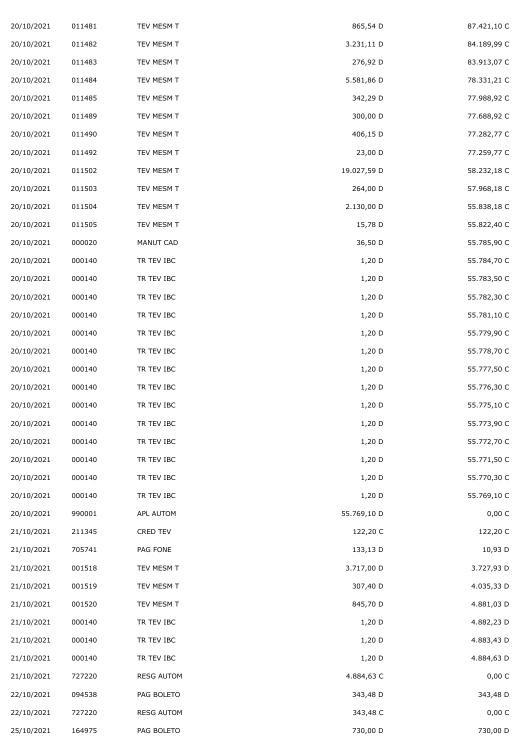| | | | | |
|---|---|---|---|---|
| 20/10/2021 | 011481 | TEV MESM T | 865,54 D | 87.421,10 C |
| 20/10/2021 | 011482 | TEV MESM T | 3.231,11 D | 84.189,99 C |
| 20/10/2021 | 011483 | TEV MESM T | 276,92 D | 83.913,07 C |
| 20/10/2021 | 011484 | TEV MESM T | 5.581,86 D | 78.331,21 C |
| 20/10/2021 | 011485 | TEV MESM T | 342,29 D | 77.988,92 C |
| 20/10/2021 | 011489 | TEV MESM T | 300,00 D | 77.688,92 C |
| 20/10/2021 | 011490 | TEV MESM T | 406,15 D | 77.282,77 C |
| 20/10/2021 | 011492 | TEV MESM T | 23,00 D | 77.259,77 C |
| 20/10/2021 | 011502 | TEV MESM T | 19.027,59 D | 58.232,18 C |
| 20/10/2021 | 011503 | TEV MESM T | 264,00 D | 57.968,18 C |
| 20/10/2021 | 011504 | TEV MESM T | 2.130,00 D | 55.838,18 C |
| 20/10/2021 | 011505 | TEV MESM T | 15,78 D | 55.822,40 C |
| 20/10/2021 | 000020 | MANUT CAD | 36,50 D | 55.785,90 C |
| 20/10/2021 | 000140 | TR TEV IBC | 1,20 D | 55.784,70 C |
| 20/10/2021 | 000140 | TR TEV IBC | 1,20 D | 55.783,50 C |
| 20/10/2021 | 000140 | TR TEV IBC | 1,20 D | 55.782,30 C |
| 20/10/2021 | 000140 | TR TEV IBC | 1,20 D | 55.781,10 C |
| 20/10/2021 | 000140 | TR TEV IBC | 1,20 D | 55.779,90 C |
| 20/10/2021 | 000140 | TR TEV IBC | 1,20 D | 55.778,70 C |
| 20/10/2021 | 000140 | TR TEV IBC | 1,20 D | 55.777,50 C |
| 20/10/2021 | 000140 | TR TEV IBC | 1,20 D | 55.776,30 C |
| 20/10/2021 | 000140 | TR TEV IBC | 1,20 D | 55.775,10 C |
| 20/10/2021 | 000140 | TR TEV IBC | 1,20 D | 55.773,90 C |
| 20/10/2021 | 000140 | TR TEV IBC | 1,20 D | 55.772,70 C |
| 20/10/2021 | 000140 | TR TEV IBC | 1,20 D | 55.771,50 C |
| 20/10/2021 | 000140 | TR TEV IBC | 1,20 D | 55.770,30 C |
| 20/10/2021 | 000140 | TR TEV IBC | 1,20 D | 55.769,10 C |
| 20/10/2021 | 990001 | APL AUTOM | 55.769,10 D | 0,00 C |
| 21/10/2021 | 211345 | CRED TEV | 122,20 C | 122,20 C |
| 21/10/2021 | 705741 | PAG FONE | 133,13 D | 10,93 D |
| 21/10/2021 | 001518 | TEV MESM T | 3.717,00 D | 3.727,93 D |
| 21/10/2021 | 001519 | TEV MESM T | 307,40 D | 4.035,33 D |
| 21/10/2021 | 001520 | TEV MESM T | 845,70 D | 4.881,03 D |
| 21/10/2021 | 000140 | TR TEV IBC | 1,20 D | 4.882,23 D |
| 21/10/2021 | 000140 | TR TEV IBC | 1,20 D | 4.883,43 D |
| 21/10/2021 | 000140 | TR TEV IBC | 1,20 D | 4.884,63 D |
| 21/10/2021 | 727220 | RESG AUTOM | 4.884,63 C | 0,00 C |
| 22/10/2021 | 094538 | PAG BOLETO | 343,48 D | 343,48 D |
| 22/10/2021 | 727220 | RESG AUTOM | 343,48 C | 0,00 C |
| 25/10/2021 | 164975 | PAG BOLETO | 730,00 D | 730,00 D |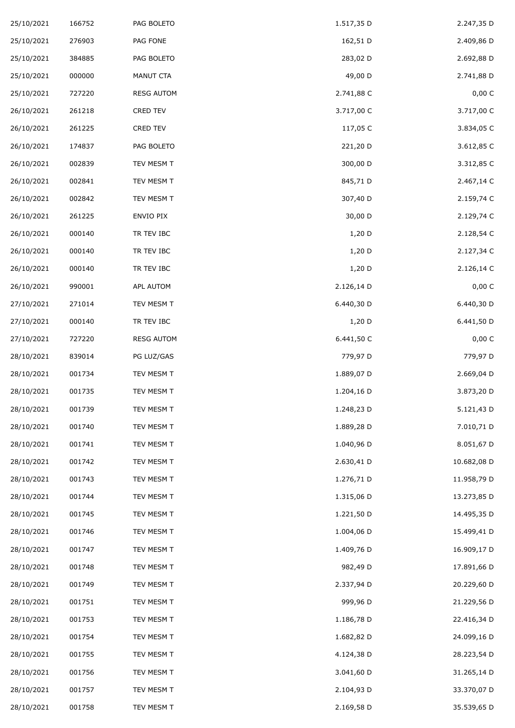| | | | | |
|---|---|---|---|---|
| 25/10/2021 | 166752 | PAG BOLETO | 1.517,35 D | 2.247,35 D |
| 25/10/2021 | 276903 | PAG FONE | 162,51 D | 2.409,86 D |
| 25/10/2021 | 384885 | PAG BOLETO | 283,02 D | 2.692,88 D |
| 25/10/2021 | 000000 | MANUT CTA | 49,00 D | 2.741,88 D |
| 25/10/2021 | 727220 | RESG AUTOM | 2.741,88 C | 0,00 C |
| 26/10/2021 | 261218 | CRED TEV | 3.717,00 C | 3.717,00 C |
| 26/10/2021 | 261225 | CRED TEV | 117,05 C | 3.834,05 C |
| 26/10/2021 | 174837 | PAG BOLETO | 221,20 D | 3.612,85 C |
| 26/10/2021 | 002839 | TEV MESM T | 300,00 D | 3.312,85 C |
| 26/10/2021 | 002841 | TEV MESM T | 845,71 D | 2.467,14 C |
| 26/10/2021 | 002842 | TEV MESM T | 307,40 D | 2.159,74 C |
| 26/10/2021 | 261225 | ENVIO PIX | 30,00 D | 2.129,74 C |
| 26/10/2021 | 000140 | TR TEV IBC | 1,20 D | 2.128,54 C |
| 26/10/2021 | 000140 | TR TEV IBC | 1,20 D | 2.127,34 C |
| 26/10/2021 | 000140 | TR TEV IBC | 1,20 D | 2.126,14 C |
| 26/10/2021 | 990001 | APL AUTOM | 2.126,14 D | 0,00 C |
| 27/10/2021 | 271014 | TEV MESM T | 6.440,30 D | 6.440,30 D |
| 27/10/2021 | 000140 | TR TEV IBC | 1,20 D | 6.441,50 D |
| 27/10/2021 | 727220 | RESG AUTOM | 6.441,50 C | 0,00 C |
| 28/10/2021 | 839014 | PG LUZ/GAS | 779,97 D | 779,97 D |
| 28/10/2021 | 001734 | TEV MESM T | 1.889,07 D | 2.669,04 D |
| 28/10/2021 | 001735 | TEV MESM T | 1.204,16 D | 3.873,20 D |
| 28/10/2021 | 001739 | TEV MESM T | 1.248,23 D | 5.121,43 D |
| 28/10/2021 | 001740 | TEV MESM T | 1.889,28 D | 7.010,71 D |
| 28/10/2021 | 001741 | TEV MESM T | 1.040,96 D | 8.051,67 D |
| 28/10/2021 | 001742 | TEV MESM T | 2.630,41 D | 10.682,08 D |
| 28/10/2021 | 001743 | TEV MESM T | 1.276,71 D | 11.958,79 D |
| 28/10/2021 | 001744 | TEV MESM T | 1.315,06 D | 13.273,85 D |
| 28/10/2021 | 001745 | TEV MESM T | 1.221,50 D | 14.495,35 D |
| 28/10/2021 | 001746 | TEV MESM T | 1.004,06 D | 15.499,41 D |
| 28/10/2021 | 001747 | TEV MESM T | 1.409,76 D | 16.909,17 D |
| 28/10/2021 | 001748 | TEV MESM T | 982,49 D | 17.891,66 D |
| 28/10/2021 | 001749 | TEV MESM T | 2.337,94 D | 20.229,60 D |
| 28/10/2021 | 001751 | TEV MESM T | 999,96 D | 21.229,56 D |
| 28/10/2021 | 001753 | TEV MESM T | 1.186,78 D | 22.416,34 D |
| 28/10/2021 | 001754 | TEV MESM T | 1.682,82 D | 24.099,16 D |
| 28/10/2021 | 001755 | TEV MESM T | 4.124,38 D | 28.223,54 D |
| 28/10/2021 | 001756 | TEV MESM T | 3.041,60 D | 31.265,14 D |
| 28/10/2021 | 001757 | TEV MESM T | 2.104,93 D | 33.370,07 D |
| 28/10/2021 | 001758 | TEV MESM T | 2.169,58 D | 35.539,65 D |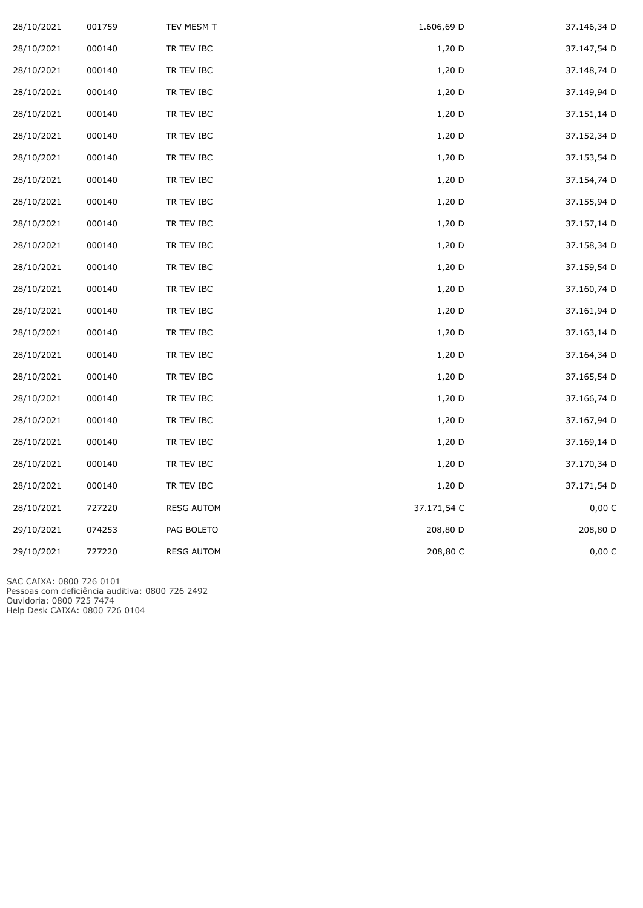| | | | | |
|---|---|---|---|---|
| 28/10/2021 | 001759 | TEV MESM T | 1.606,69 D | 37.146,34 D |
| 28/10/2021 | 000140 | TR TEV IBC | 1,20 D | 37.147,54 D |
| 28/10/2021 | 000140 | TR TEV IBC | 1,20 D | 37.148,74 D |
| 28/10/2021 | 000140 | TR TEV IBC | 1,20 D | 37.149,94 D |
| 28/10/2021 | 000140 | TR TEV IBC | 1,20 D | 37.151,14 D |
| 28/10/2021 | 000140 | TR TEV IBC | 1,20 D | 37.152,34 D |
| 28/10/2021 | 000140 | TR TEV IBC | 1,20 D | 37.153,54 D |
| 28/10/2021 | 000140 | TR TEV IBC | 1,20 D | 37.154,74 D |
| 28/10/2021 | 000140 | TR TEV IBC | 1,20 D | 37.155,94 D |
| 28/10/2021 | 000140 | TR TEV IBC | 1,20 D | 37.157,14 D |
| 28/10/2021 | 000140 | TR TEV IBC | 1,20 D | 37.158,34 D |
| 28/10/2021 | 000140 | TR TEV IBC | 1,20 D | 37.159,54 D |
| 28/10/2021 | 000140 | TR TEV IBC | 1,20 D | 37.160,74 D |
| 28/10/2021 | 000140 | TR TEV IBC | 1,20 D | 37.161,94 D |
| 28/10/2021 | 000140 | TR TEV IBC | 1,20 D | 37.163,14 D |
| 28/10/2021 | 000140 | TR TEV IBC | 1,20 D | 37.164,34 D |
| 28/10/2021 | 000140 | TR TEV IBC | 1,20 D | 37.165,54 D |
| 28/10/2021 | 000140 | TR TEV IBC | 1,20 D | 37.166,74 D |
| 28/10/2021 | 000140 | TR TEV IBC | 1,20 D | 37.167,94 D |
| 28/10/2021 | 000140 | TR TEV IBC | 1,20 D | 37.169,14 D |
| 28/10/2021 | 000140 | TR TEV IBC | 1,20 D | 37.170,34 D |
| 28/10/2021 | 000140 | TR TEV IBC | 1,20 D | 37.171,54 D |
| 28/10/2021 | 727220 | RESG AUTOM | 37.171,54 C | 0,00 C |
| 29/10/2021 | 074253 | PAG BOLETO | 208,80 D | 208,80 D |
| 29/10/2021 | 727220 | RESG AUTOM | 208,80 C | 0,00 C |

SAC CAIXA: 0800 726 0101
Pessoas com deficiência auditiva: 0800 726 2492
Ouvidoria: 0800 725 7474
Help Desk CAIXA: 0800 726 0104